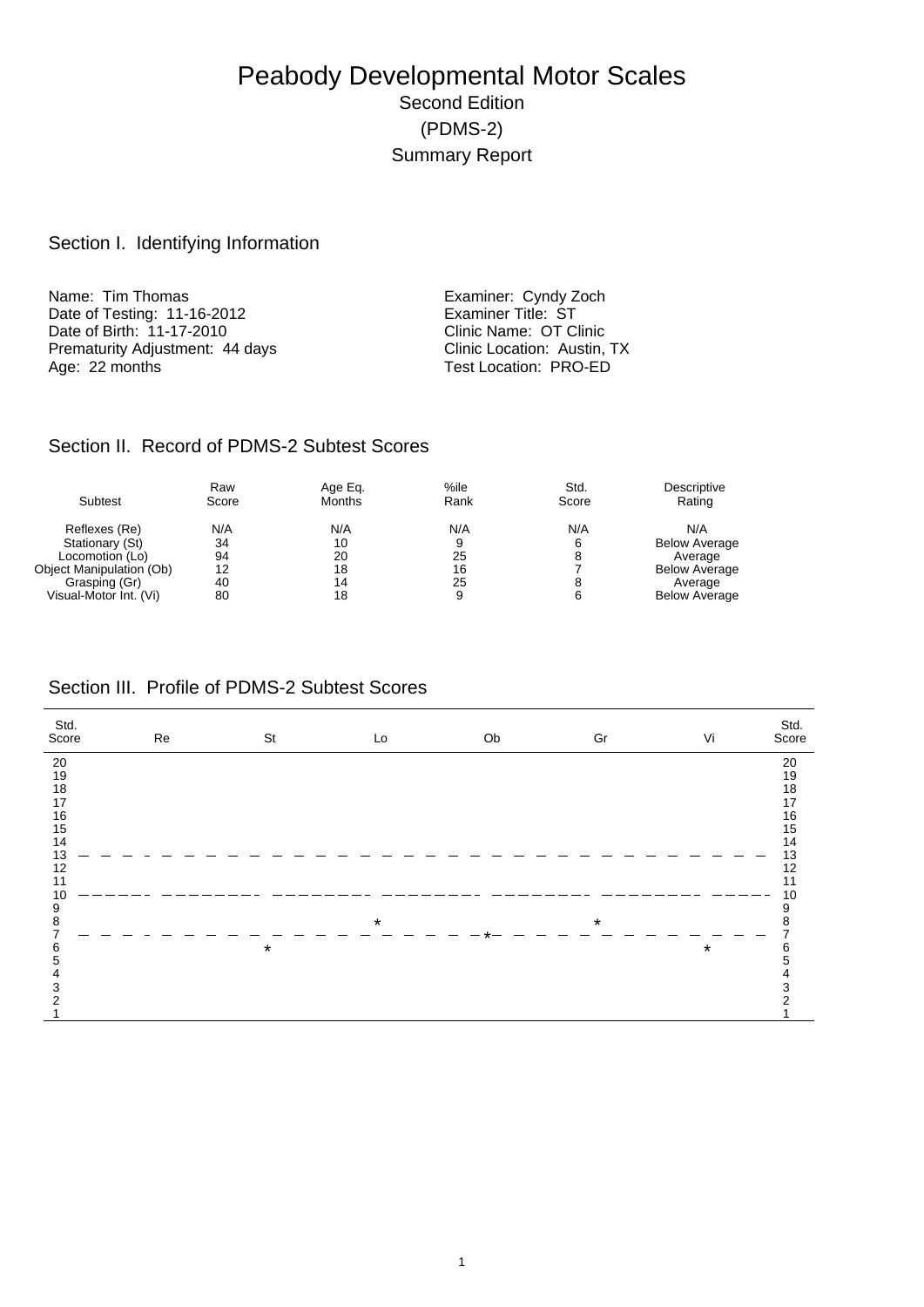# Peabody Developmental Motor Scales

## Second Edition

## (PDMS-2)

## Summary Report

### Section I. Identifying Information

Name: Tim Thomas
Date of Testing: 11-16-2012
Date of Birth: 11-17-2010
Prematurity Adjustment: 44 days
Age: 22 months

Examiner: Cyndy Zoch
Examiner Title: ST
Clinic Name: OT Clinic
Clinic Location: Austin, TX
Test Location: PRO-ED

### Section II. Record of PDMS-2 Subtest Scores

| Subtest | Raw Score | Age Eq. Months | %ile Rank | Std. Score | Descriptive Rating |
|---|---|---|---|---|---|
| Reflexes (Re) | N/A | N/A | N/A | N/A | N/A |
| Stationary (St) | 34 | 10 | 9 | 6 | Below Average |
| Locomotion (Lo) | 94 | 20 | 25 | 8 | Average |
| Object Manipulation (Ob) | 12 | 18 | 16 | 7 | Below Average |
| Grasping (Gr) | 40 | 14 | 25 | 8 | Average |
| Visual-Motor Int. (Vi) | 80 | 18 | 9 | 6 | Below Average |

### Section III. Profile of PDMS-2 Subtest Scores

Std. Score
Re St Lo Ob Gr Vi
Std. Score
20 19 18 17 16 15 14 13 12 11 10 9 8 7 6 5 4 3 2 1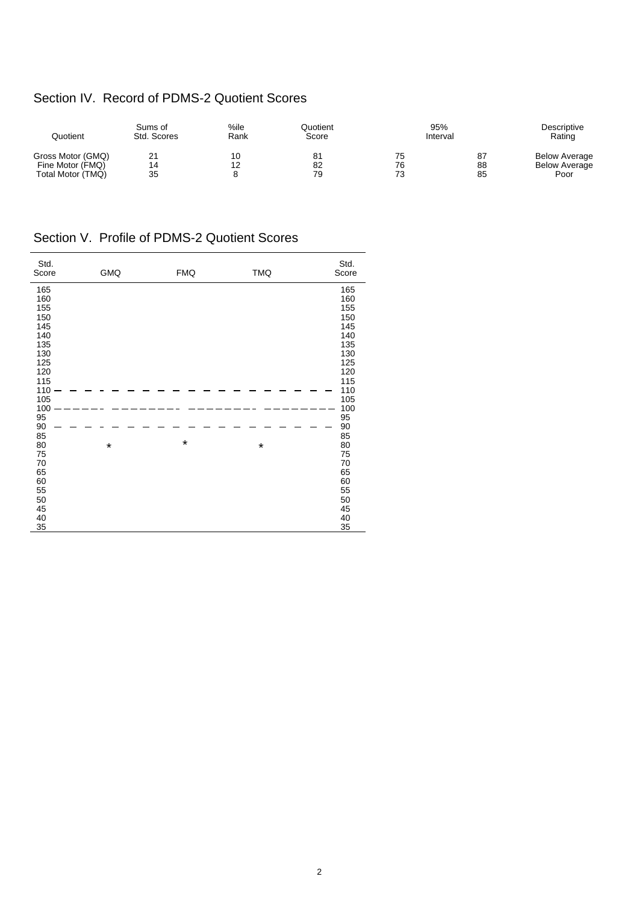## Section IV. Record of PDMS-2 Quotient Scores

| Quotient | Sums of Std. Scores | %ile Rank | Quotient Score | 95% Interval | | Descriptive Rating |
|---|---|---|---|---|---|---|
| Gross Motor (GMQ) | 21 | 10 | 81 | 75 | 87 | Below Average |
| Fine Motor (FMQ) | 14 | 12 | 82 | 76 | 88 | Below Average |
| Total Motor (TMQ) | 35 | 8 | 79 | 73 | 85 | Poor |

## Section V. Profile of PDMS-2 Quotient Scores

Std. Score
GMQ
FMQ
TMQ
Std. Score

165
160
155
150
145
140
135
130
125
120
115
110
105
100
95
90
85
80
75
70
65
60
55
50
45
40
35

*
*
*